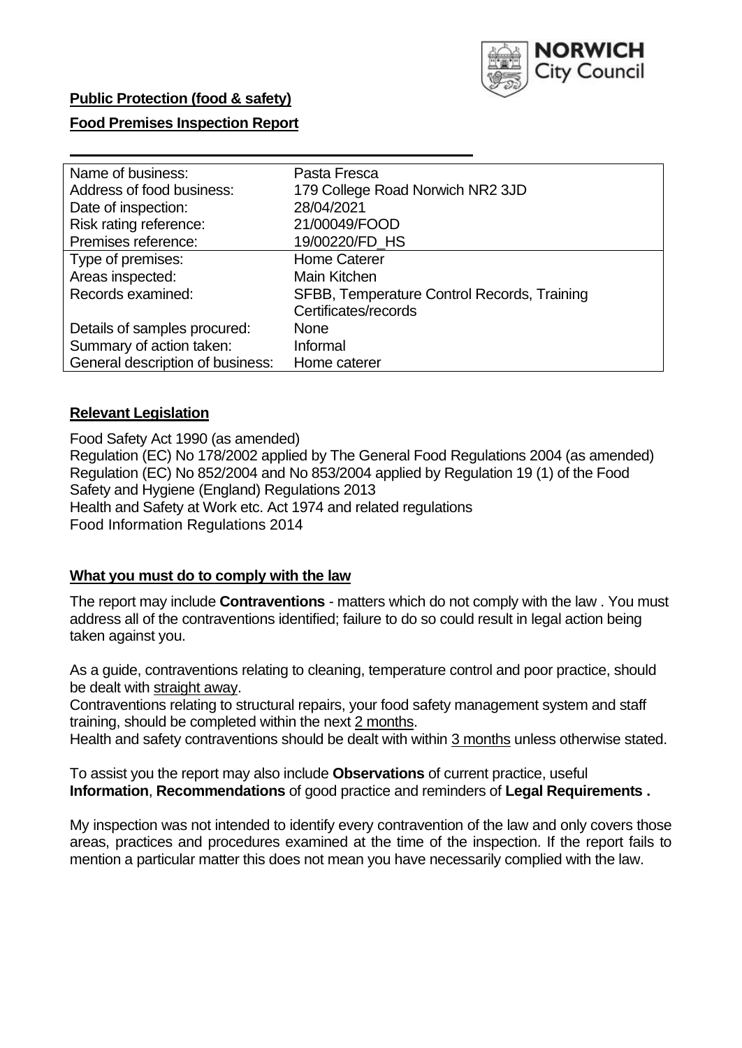**Public Protection (food & safety)**

**Food Premises Inspection Report**

| Name of business: | Pasta Fresca |
|---|---|
| Address of food business: | 179 College Road Norwich NR2 3JD |
| Date of inspection: | 28/04/2021 |
| Risk rating reference: | 21/00049/FOOD |
| Premises reference: | 19/00220/FD_HS |
| Type of premises: | Home Caterer |
| Areas inspected: | Main Kitchen |
| Records examined: | SFBB, Temperature Control Records, Training Certificates/records |
| Details of samples procured: | None |
| Summary of action taken: | Informal |
| General description of business: | Home caterer |

## Relevant Legislation

Food Safety Act 1990 (as amended)
Regulation (EC) No 178/2002 applied by The General Food Regulations 2004 (as amended)
Regulation (EC) No 852/2004 and No 853/2004 applied by Regulation 19 (1) of the Food Safety and Hygiene (England) Regulations 2013
Health and Safety at Work etc. Act 1974 and related regulations
Food Information Regulations 2014

## What you must do to comply with the law

The report may include **Contraventions** - matters which do not comply with the law . You must address all of the contraventions identified; failure to do so could result in legal action being taken against you.

As a guide, contraventions relating to cleaning, temperature control and poor practice, should be dealt with straight away.
Contraventions relating to structural repairs, your food safety management system and staff training, should be completed within the next 2 months.
Health and safety contraventions should be dealt with within 3 months unless otherwise stated.

To assist you the report may also include **Observations** of current practice, useful **Information**, **Recommendations** of good practice and reminders of **Legal Requirements .**

My inspection was not intended to identify every contravention of the law and only covers those areas, practices and procedures examined at the time of the inspection. If the report fails to mention a particular matter this does not mean you have necessarily complied with the law.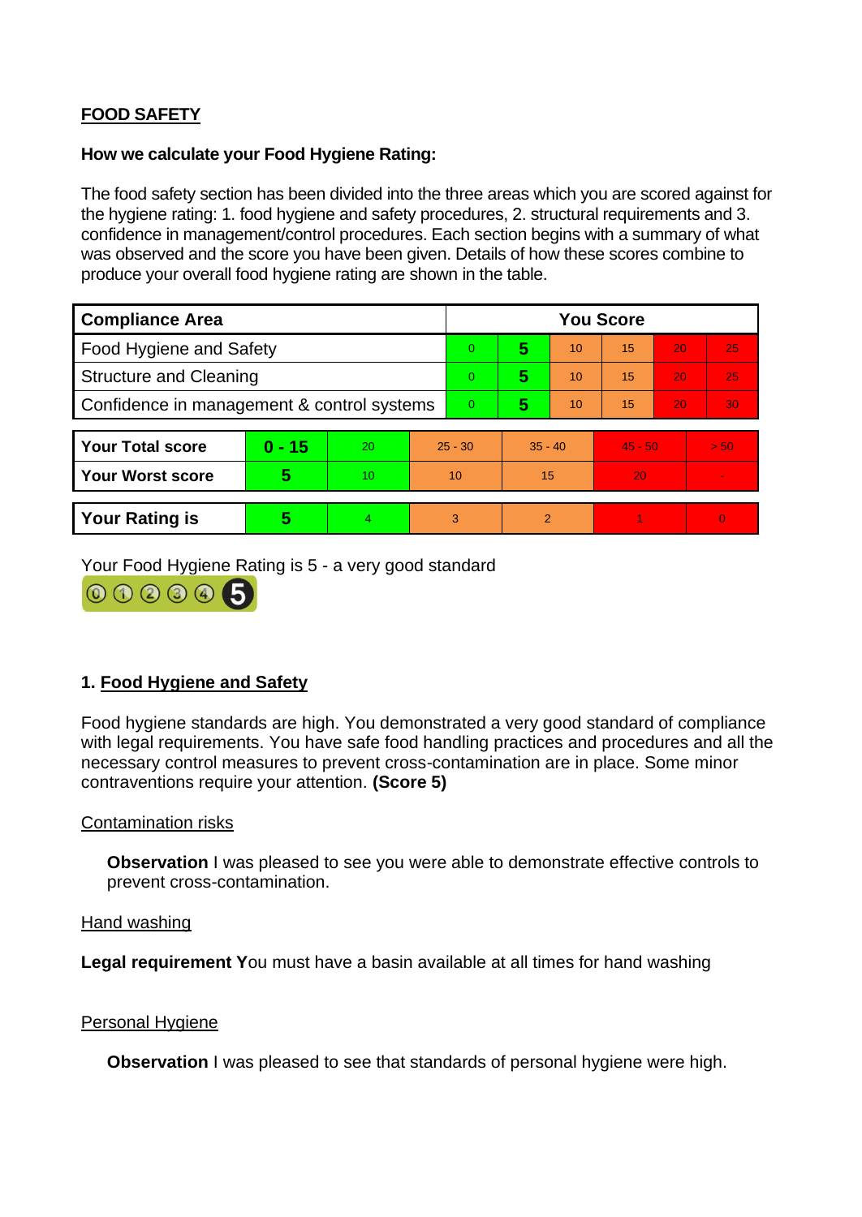**FOOD SAFETY**

**How we calculate your Food Hygiene Rating:**

The food safety section has been divided into the three areas which you are scored against for the hygiene rating: 1. food hygiene and safety procedures, 2. structural requirements and 3. confidence in management/control procedures. Each section begins with a summary of what was observed and the score you have been given. Details of how these scores combine to produce your overall food hygiene rating are shown in the table.

| Compliance Area | You Score | | | | | |
|---|---|---|---|---|---|---|
| Food Hygiene and Safety | 0 | **5** | 10 | 15 | 20 | 25 |
| Structure and Cleaning | 0 | **5** | 10 | 15 | 20 | 25 |
| Confidence in management & control systems | 0 | **5** | 10 | 15 | 20 | 30 |

| | | | | | | |
|---|---|---|---|---|---|---|
| **Your Total score** | **0 - 15** | 20 | 25 - 30 | 35 - 40 | 45 - 50 | > 50 |
| **Your Worst score** | **5** | 10 | 10 | 15 | 20 | - |

| | | | | | | |
|---|---|---|---|---|---|---|
| **Your Rating is** | **5** | 4 | 3 | 2 | 1 | 0 |

Your Food Hygiene Rating is 5 - a very good standard

## 1. Food Hygiene and Safety

Food hygiene standards are high. You demonstrated a very good standard of compliance with legal requirements. You have safe food handling practices and procedures and all the necessary control measures to prevent cross-contamination are in place. Some minor contraventions require your attention. **(Score 5)**

Contamination risks

**Observation** I was pleased to see you were able to demonstrate effective controls to prevent cross-contamination.

Hand washing

**Legal requirement Y**ou must have a basin available at all times for hand washing

Personal Hygiene

**Observation** I was pleased to see that standards of personal hygiene were high.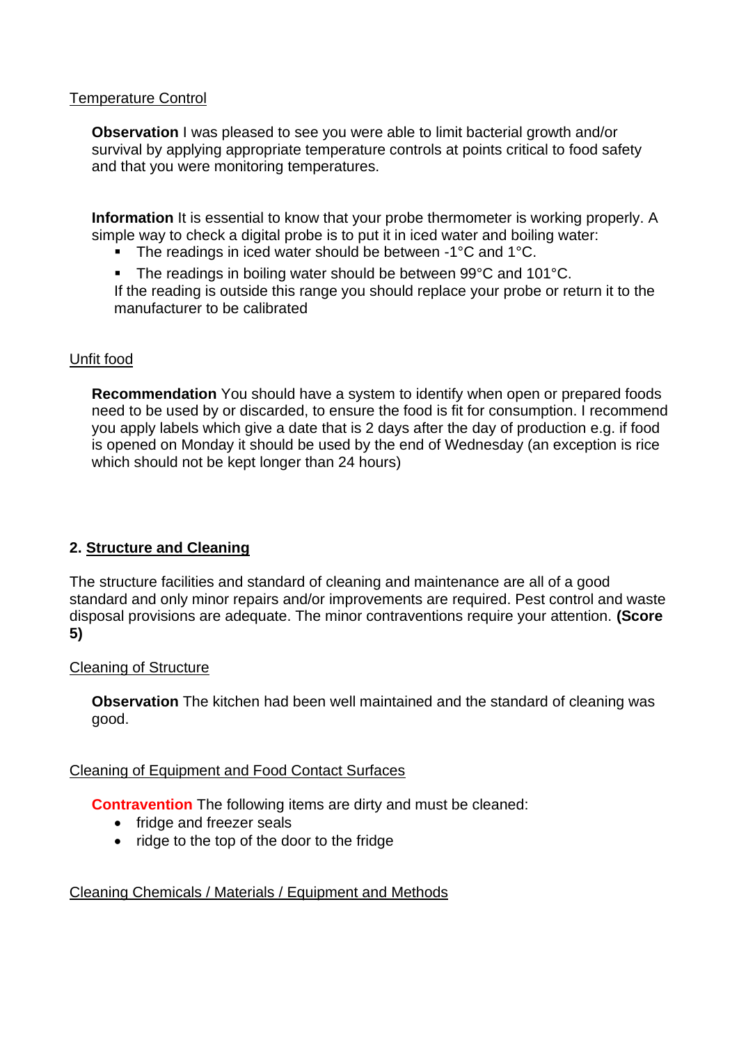Temperature Control

**Observation** I was pleased to see you were able to limit bacterial growth and/or survival by applying appropriate temperature controls at points critical to food safety and that you were monitoring temperatures.

**Information** It is essential to know that your probe thermometer is working properly. A simple way to check a digital probe is to put it in iced water and boiling water:

- The readings in iced water should be between -1°C and 1°C.
- The readings in boiling water should be between 99°C and 101°C.

If the reading is outside this range you should replace your probe or return it to the manufacturer to be calibrated

Unfit food

**Recommendation** You should have a system to identify when open or prepared foods need to be used by or discarded, to ensure the food is fit for consumption. I recommend you apply labels which give a date that is 2 days after the day of production e.g. if food is opened on Monday it should be used by the end of Wednesday (an exception is rice which should not be kept longer than 24 hours)

## 2. Structure and Cleaning

The structure facilities and standard of cleaning and maintenance are all of a good standard and only minor repairs and/or improvements are required. Pest control and waste disposal provisions are adequate. The minor contraventions require your attention. **(Score 5)**

Cleaning of Structure

**Observation** The kitchen had been well maintained and the standard of cleaning was good.

Cleaning of Equipment and Food Contact Surfaces

**Contravention** The following items are dirty and must be cleaned:

- fridge and freezer seals
- ridge to the top of the door to the fridge

Cleaning Chemicals / Materials / Equipment and Methods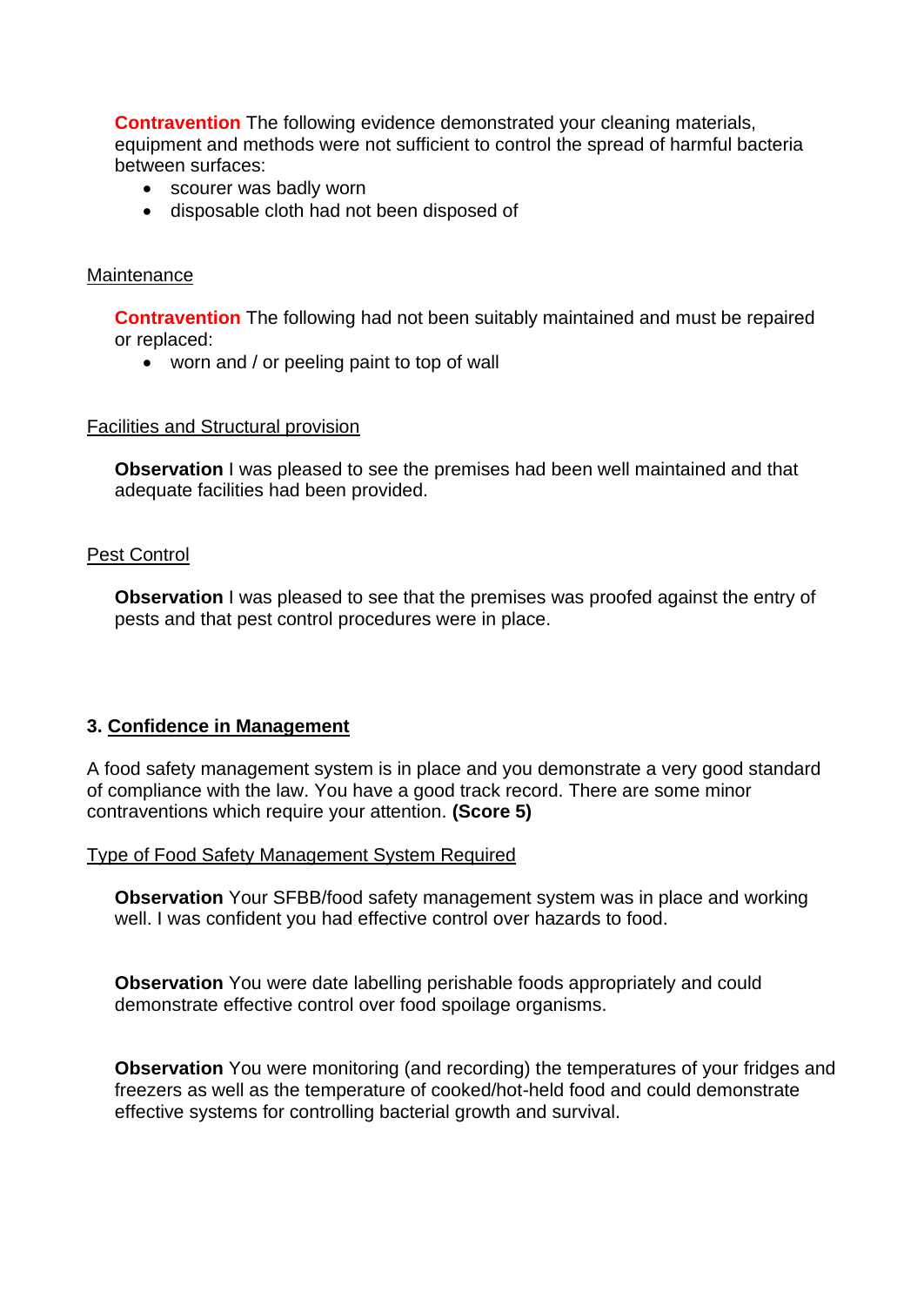**Contravention** The following evidence demonstrated your cleaning materials, equipment and methods were not sufficient to control the spread of harmful bacteria between surfaces:

- scourer was badly worn
- disposable cloth had not been disposed of

Maintenance

**Contravention** The following had not been suitably maintained and must be repaired or replaced:

- worn and / or peeling paint to top of wall

Facilities and Structural provision

**Observation** I was pleased to see the premises had been well maintained and that adequate facilities had been provided.

Pest Control

**Observation** I was pleased to see that the premises was proofed against the entry of pests and that pest control procedures were in place.

## 3. Confidence in Management

A food safety management system is in place and you demonstrate a very good standard of compliance with the law. You have a good track record. There are some minor contraventions which require your attention. **(Score 5)**

Type of Food Safety Management System Required

**Observation** Your SFBB/food safety management system was in place and working well. I was confident you had effective control over hazards to food.

**Observation** You were date labelling perishable foods appropriately and could demonstrate effective control over food spoilage organisms.

**Observation** You were monitoring (and recording) the temperatures of your fridges and freezers as well as the temperature of cooked/hot-held food and could demonstrate effective systems for controlling bacterial growth and survival.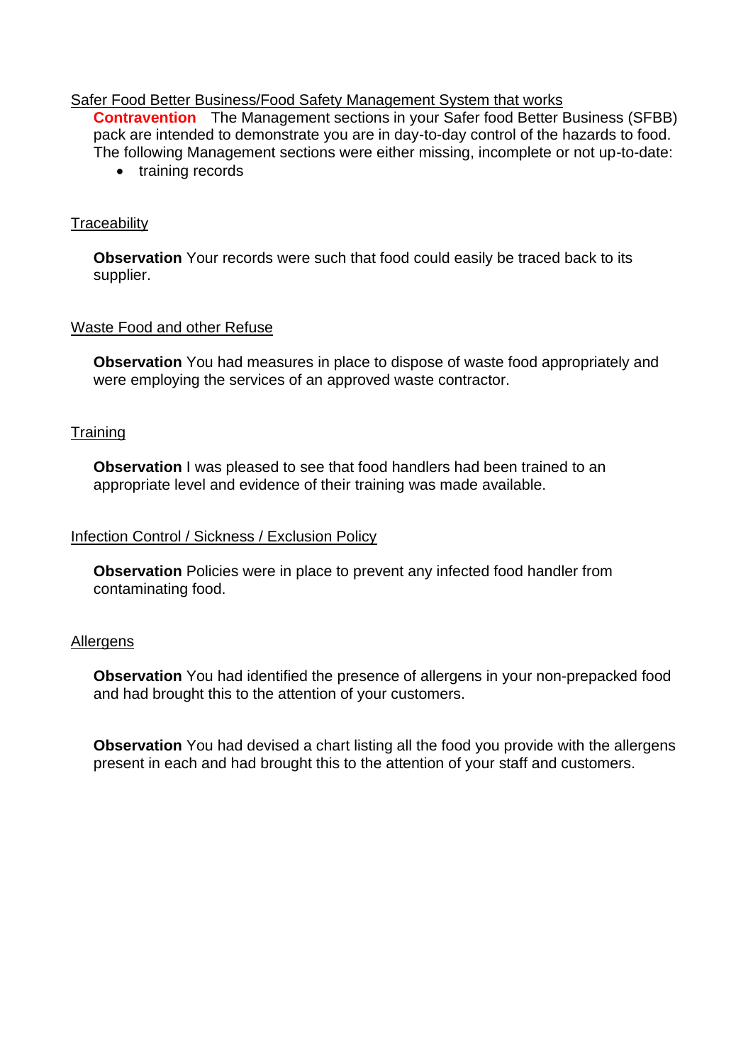Safer Food Better Business/Food Safety Management System that works

**Contravention** The Management sections in your Safer food Better Business (SFBB) pack are intended to demonstrate you are in day-to-day control of the hazards to food. The following Management sections were either missing, incomplete or not up-to-date:

- training records

Traceability

**Observation** Your records were such that food could easily be traced back to its supplier.

Waste Food and other Refuse

**Observation** You had measures in place to dispose of waste food appropriately and were employing the services of an approved waste contractor.

Training

**Observation** I was pleased to see that food handlers had been trained to an appropriate level and evidence of their training was made available.

Infection Control / Sickness / Exclusion Policy

**Observation** Policies were in place to prevent any infected food handler from contaminating food.

Allergens

**Observation** You had identified the presence of allergens in your non-prepacked food and had brought this to the attention of your customers.

**Observation** You had devised a chart listing all the food you provide with the allergens present in each and had brought this to the attention of your staff and customers.